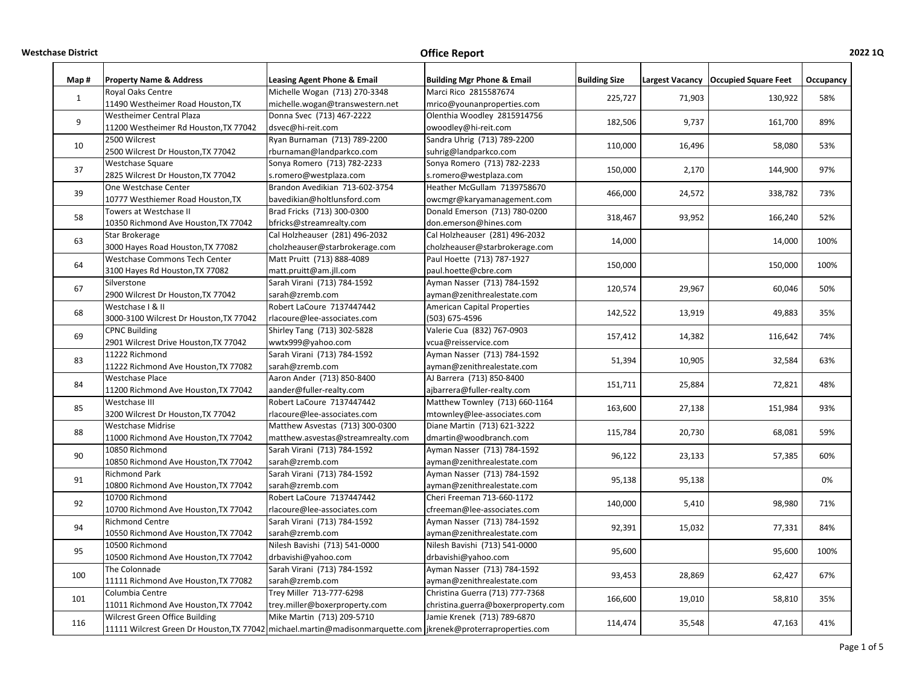**Westchase District**

# Office Report

**2022 1Q**

| Map # | Property Name & Address | Leasing Agent Phone & Email | Building Mgr Phone & Email | Building Size | Largest Vacancy | Occupied Square Feet | Occupancy |
|---|---|---|---|---|---|---|---|
| 1 | Royal Oaks Centre<br>11490 Westheimer Road Houston,TX | Michelle Wogan (713) 270-3348<br>michelle.wogan@transwestern.net | Marci Rico 2815587674<br>mrico@younanproperties.com | 225,727 | 71,903 | 130,922 | 58% |
| 9 | Westheimer Central Plaza<br>11200 Westheimer Rd Houston,TX 77042 | Donna Svec (713) 467-2222<br>dsvec@hi-reit.com | Olenthia Woodley 2815914756<br>owoodley@hi-reit.com | 182,506 | 9,737 | 161,700 | 89% |
| 10 | 2500 Wilcrest<br>2500 Wilcrest Dr Houston,TX 77042 | Ryan Burnaman (713) 789-2200<br>rburnaman@landparkco.com | Sandra Uhrig (713) 789-2200<br>suhrig@landparkco.com | 110,000 | 16,496 | 58,080 | 53% |
| 37 | Westchase Square<br>2825 Wilcrest Dr Houston,TX 77042 | Sonya Romero (713) 782-2233<br>s.romero@westplaza.com | Sonya Romero (713) 782-2233<br>s.romero@westplaza.com | 150,000 | 2,170 | 144,900 | 97% |
| 39 | One Westchase Center<br>10777 Westhiemer Road Houston,TX | Brandon Avedikian 713-602-3754<br>bavedikian@holtlunsford.com | Heather McGullam 7139758670<br>owcmgr@karyamanagement.com | 466,000 | 24,572 | 338,782 | 73% |
| 58 | Towers at Westchase II<br>10350 Richmond Ave Houston,TX 77042 | Brad Fricks (713) 300-0300<br>bfricks@streamrealty.com | Donald Emerson (713) 780-0200<br>don.emerson@hines.com | 318,467 | 93,952 | 166,240 | 52% |
| 63 | Star Brokerage<br>3000 Hayes Road Houston,TX 77082 | Cal Holzheauser (281) 496-2032<br>cholzheauser@starbrokerage.com | Cal Holzheauser (281) 496-2032<br>cholzheauser@starbrokerage.com | 14,000 | | 14,000 | 100% |
| 64 | Westchase Commons Tech Center<br>3100 Hayes Rd Houston,TX 77082 | Matt Pruitt (713) 888-4089<br>matt.pruitt@am.jll.com | Paul Hoette (713) 787-1927<br>paul.hoette@cbre.com | 150,000 | | 150,000 | 100% |
| 67 | Silverstone<br>2900 Wilcrest Dr Houston,TX 77042 | Sarah Virani (713) 784-1592<br>sarah@zremb.com | Ayman Nasser (713) 784-1592<br>ayman@zenithrealestate.com | 120,574 | 29,967 | 60,046 | 50% |
| 68 | Westchase I & II<br>3000-3100 Wilcrest Dr Houston,TX 77042 | Robert LaCoure 7137447442<br>rlacoure@lee-associates.com | American Capital Properties<br>(503) 675-4596 | 142,522 | 13,919 | 49,883 | 35% |
| 69 | CPNC Building<br>2901 Wilcrest Drive Houston,TX 77042 | Shirley Tang (713) 302-5828<br>wwtx999@yahoo.com | Valerie Cua (832) 767-0903<br>vcua@reisservice.com | 157,412 | 14,382 | 116,642 | 74% |
| 83 | 11222 Richmond<br>11222 Richmond Ave Houston,TX 77082 | Sarah Virani (713) 784-1592<br>sarah@zremb.com | Ayman Nasser (713) 784-1592<br>ayman@zenithrealestate.com | 51,394 | 10,905 | 32,584 | 63% |
| 84 | Westchase Place<br>11200 Richmond Ave Houston,TX 77042 | Aaron Ander (713) 850-8400<br>aander@fuller-realty.com | AJ Barrera (713) 850-8400<br>ajbarrera@fuller-realty.com | 151,711 | 25,884 | 72,821 | 48% |
| 85 | Westchase III<br>3200 Wilcrest Dr Houston,TX 77042 | Robert LaCoure 7137447442<br>rlacoure@lee-associates.com | Matthew Townley (713) 660-1164<br>mtownley@lee-associates.com | 163,600 | 27,138 | 151,984 | 93% |
| 88 | Westchase Midrise<br>11000 Richmond Ave Houston,TX 77042 | Matthew Asvestas (713) 300-0300<br>matthew.asvestas@streamrealty.com | Diane Martin (713) 621-3222<br>dmartin@woodbranch.com | 115,784 | 20,730 | 68,081 | 59% |
| 90 | 10850 Richmond<br>10850 Richmond Ave Houston,TX 77042 | Sarah Virani (713) 784-1592<br>sarah@zremb.com | Ayman Nasser (713) 784-1592<br>ayman@zenithrealestate.com | 96,122 | 23,133 | 57,385 | 60% |
| 91 | Richmond Park<br>10800 Richmond Ave Houston,TX 77042 | Sarah Virani (713) 784-1592<br>sarah@zremb.com | Ayman Nasser (713) 784-1592<br>ayman@zenithrealestate.com | 95,138 | 95,138 | | 0% |
| 92 | 10700 Richmond<br>10700 Richmond Ave Houston,TX 77042 | Robert LaCoure 7137447442<br>rlacoure@lee-associates.com | Cheri Freeman 713-660-1172<br>cfreeman@lee-associates.com | 140,000 | 5,410 | 98,980 | 71% |
| 94 | Richmond Centre<br>10550 Richmond Ave Houston,TX 77042 | Sarah Virani (713) 784-1592<br>sarah@zremb.com | Ayman Nasser (713) 784-1592<br>ayman@zenithrealestate.com | 92,391 | 15,032 | 77,331 | 84% |
| 95 | 10500 Richmond<br>10500 Richmond Ave Houston,TX 77042 | Nilesh Bavishi (713) 541-0000<br>drbavishi@yahoo.com | Nilesh Bavishi (713) 541-0000<br>drbavishi@yahoo.com | 95,600 | | 95,600 | 100% |
| 100 | The Colonnade<br>11111 Richmond Ave Houston,TX 77082 | Sarah Virani (713) 784-1592<br>sarah@zremb.com | Ayman Nasser (713) 784-1592<br>ayman@zenithrealestate.com | 93,453 | 28,869 | 62,427 | 67% |
| 101 | Columbia Centre<br>11011 Richmond Ave Houston,TX 77042 | Trey Miller 713-777-6298<br>trey.miller@boxerproperty.com | Christina Guerra (713) 777-7368<br>christina.guerra@boxerproperty.com | 166,600 | 19,010 | 58,810 | 35% |
| 116 | Wilcrest Green Office Building<br>11111 Wilcrest Green Dr Houston,TX 77042 | Mike Martin (713) 209-5710<br>michael.martin@madisonmarquette.com | Jamie Krenek (713) 789-6870<br>jkrenek@proterraproperties.com | 114,474 | 35,548 | 47,163 | 41% |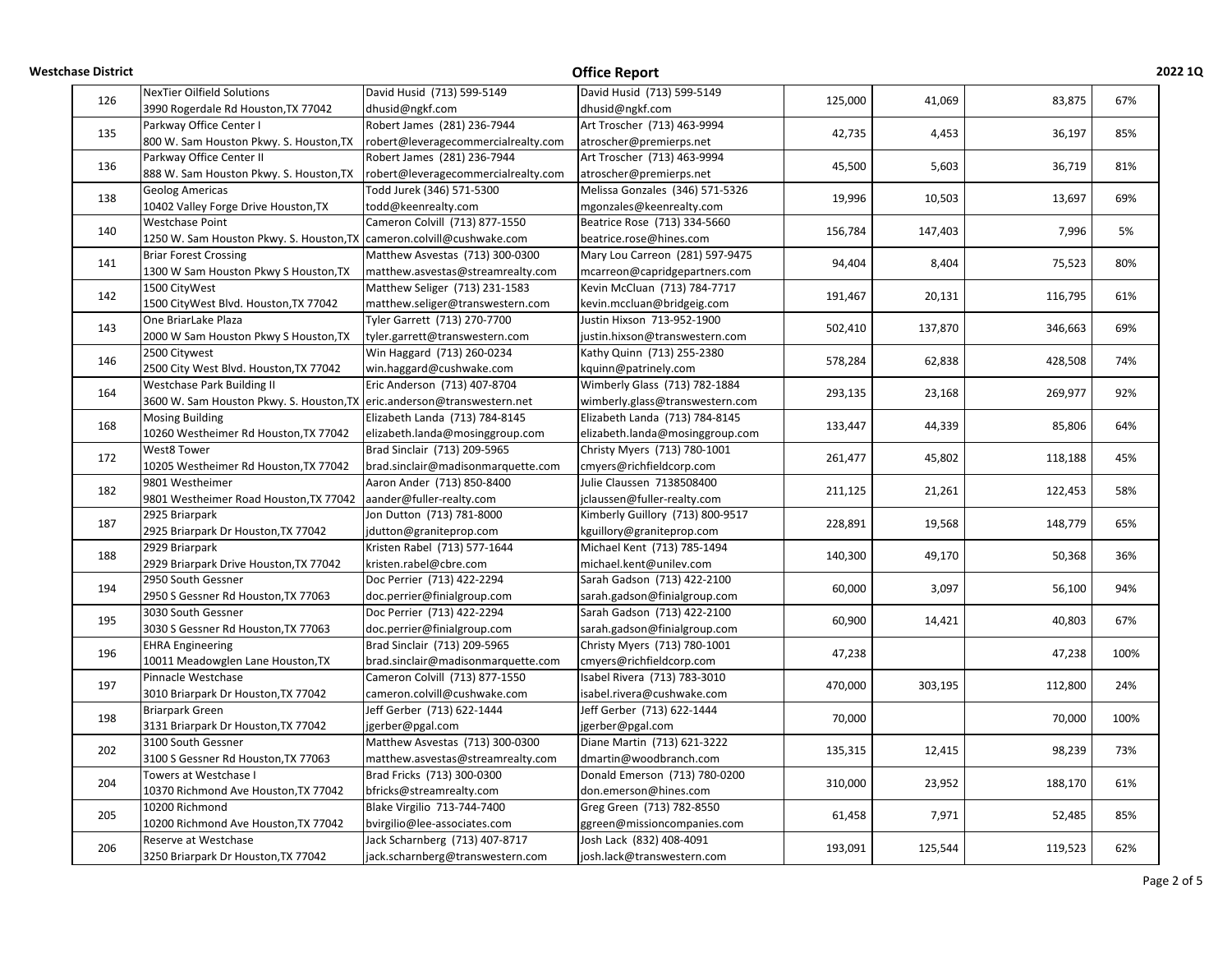| | | | | | | | |
|---|---|---|---|---|---|---|---|
| 126 | NexTier Oilfield Solutions<br>3990 Rogerdale Rd Houston,TX 77042 | David Husid (713) 599-5149<br>dhusid@ngkf.com | David Husid (713) 599-5149<br>dhusid@ngkf.com | 125,000 | 41,069 | 83,875 | 67% |
| 135 | Parkway Office Center I<br>800 W. Sam Houston Pkwy. S. Houston,TX | Robert James (281) 236-7944<br>robert@leveragecommercialrealty.com | Art Troscher (713) 463-9994<br>atroscher@premierps.net | 42,735 | 4,453 | 36,197 | 85% |
| 136 | Parkway Office Center II<br>888 W. Sam Houston Pkwy. S. Houston,TX | Robert James (281) 236-7944<br>robert@leveragecommercialrealty.com | Art Troscher (713) 463-9994<br>atroscher@premierps.net | 45,500 | 5,603 | 36,719 | 81% |
| 138 | Geolog Americas<br>10402 Valley Forge Drive Houston,TX | Todd Jurek (346) 571-5300<br>todd@keenrealty.com | Melissa Gonzales (346) 571-5326<br>mgonzales@keenrealty.com | 19,996 | 10,503 | 13,697 | 69% |
| 140 | Westchase Point<br>1250 W. Sam Houston Pkwy. S. Houston,TX | Cameron Colvill (713) 877-1550<br>cameron.colvill@cushwake.com | Beatrice Rose (713) 334-5660<br>beatrice.rose@hines.com | 156,784 | 147,403 | 7,996 | 5% |
| 141 | Briar Forest Crossing<br>1300 W Sam Houston Pkwy S Houston,TX | Matthew Asvestas (713) 300-0300<br>matthew.asvestas@streamrealty.com | Mary Lou Carreon (281) 597-9475<br>mcarreon@capridgepartners.com | 94,404 | 8,404 | 75,523 | 80% |
| 142 | 1500 CityWest<br>1500 CityWest Blvd. Houston,TX 77042 | Matthew Seliger (713) 231-1583<br>matthew.seliger@transwestern.com | Kevin McCluan (713) 784-7717<br>kevin.mccluan@bridgeig.com | 191,467 | 20,131 | 116,795 | 61% |
| 143 | One BriarLake Plaza<br>2000 W Sam Houston Pkwy S Houston,TX | Tyler Garrett (713) 270-7700<br>tyler.garrett@transwestern.com | Justin Hixson 713-952-1900<br>justin.hixson@transwestern.com | 502,410 | 137,870 | 346,663 | 69% |
| 146 | 2500 Citywest<br>2500 City West Blvd. Houston,TX 77042 | Win Haggard (713) 260-0234<br>win.haggard@cushwake.com | Kathy Quinn (713) 255-2380<br>kquinn@patrinely.com | 578,284 | 62,838 | 428,508 | 74% |
| 164 | Westchase Park Building II<br>3600 W. Sam Houston Pkwy. S. Houston,TX | Eric Anderson (713) 407-8704<br>eric.anderson@transwestern.net | Wimberly Glass (713) 782-1884<br>wimberly.glass@transwestern.com | 293,135 | 23,168 | 269,977 | 92% |
| 168 | Mosing Building<br>10260 Westheimer Rd Houston,TX 77042 | Elizabeth Landa (713) 784-8145<br>elizabeth.landa@mosinggroup.com | Elizabeth Landa (713) 784-8145<br>elizabeth.landa@mosinggroup.com | 133,447 | 44,339 | 85,806 | 64% |
| 172 | West8 Tower<br>10205 Westheimer Rd Houston,TX 77042 | Brad Sinclair (713) 209-5965<br>brad.sinclair@madisonmarquette.com | Christy Myers (713) 780-1001<br>cmyers@richfieldcorp.com | 261,477 | 45,802 | 118,188 | 45% |
| 182 | 9801 Westheimer<br>9801 Westheimer Road Houston,TX 77042 | Aaron Ander (713) 850-8400<br>aander@fuller-realty.com | Julie Claussen 7138508400<br>jclaussen@fuller-realty.com | 211,125 | 21,261 | 122,453 | 58% |
| 187 | 2925 Briarpark<br>2925 Briarpark Dr Houston,TX 77042 | Jon Dutton (713) 781-8000<br>jdutton@graniteprop.com | Kimberly Guillory (713) 800-9517<br>kguillory@graniteprop.com | 228,891 | 19,568 | 148,779 | 65% |
| 188 | 2929 Briarpark<br>2929 Briarpark Drive Houston,TX 77042 | Kristen Rabel (713) 577-1644<br>kristen.rabel@cbre.com | Michael Kent (713) 785-1494<br>michael.kent@unilev.com | 140,300 | 49,170 | 50,368 | 36% |
| 194 | 2950 South Gessner<br>2950 S Gessner Rd Houston,TX 77063 | Doc Perrier (713) 422-2294<br>doc.perrier@finialgroup.com | Sarah Gadson (713) 422-2100<br>sarah.gadson@finialgroup.com | 60,000 | 3,097 | 56,100 | 94% |
| 195 | 3030 South Gessner<br>3030 S Gessner Rd Houston,TX 77063 | Doc Perrier (713) 422-2294<br>doc.perrier@finialgroup.com | Sarah Gadson (713) 422-2100<br>sarah.gadson@finialgroup.com | 60,900 | 14,421 | 40,803 | 67% |
| 196 | EHRA Engineering<br>10011 Meadowglen Lane Houston,TX | Brad Sinclair (713) 209-5965<br>brad.sinclair@madisonmarquette.com | Christy Myers (713) 780-1001<br>cmyers@richfieldcorp.com | 47,238 | | 47,238 | 100% |
| 197 | Pinnacle Westchase<br>3010 Briarpark Dr Houston,TX 77042 | Cameron Colvill (713) 877-1550<br>cameron.colvill@cushwake.com | Isabel Rivera (713) 783-3010<br>isabel.rivera@cushwake.com | 470,000 | 303,195 | 112,800 | 24% |
| 198 | Briarpark Green<br>3131 Briarpark Dr Houston,TX 77042 | Jeff Gerber (713) 622-1444<br>jgerber@pgal.com | Jeff Gerber (713) 622-1444<br>jgerber@pgal.com | 70,000 | | 70,000 | 100% |
| 202 | 3100 South Gessner<br>3100 S Gessner Rd Houston,TX 77063 | Matthew Asvestas (713) 300-0300<br>matthew.asvestas@streamrealty.com | Diane Martin (713) 621-3222<br>dmartin@woodbranch.com | 135,315 | 12,415 | 98,239 | 73% |
| 204 | Towers at Westchase I<br>10370 Richmond Ave Houston,TX 77042 | Brad Fricks (713) 300-0300<br>bfricks@streamrealty.com | Donald Emerson (713) 780-0200<br>don.emerson@hines.com | 310,000 | 23,952 | 188,170 | 61% |
| 205 | 10200 Richmond<br>10200 Richmond Ave Houston,TX 77042 | Blake Virgilio 713-744-7400<br>bvirgilio@lee-associates.com | Greg Green (713) 782-8550<br>ggreen@missioncompanies.com | 61,458 | 7,971 | 52,485 | 85% |
| 206 | Reserve at Westchase<br>3250 Briarpark Dr Houston,TX 77042 | Jack Scharnberg (713) 407-8717<br>jack.scharnberg@transwestern.com | Josh Lack (832) 408-4091<br>josh.lack@transwestern.com | 193,091 | 125,544 | 119,523 | 62% |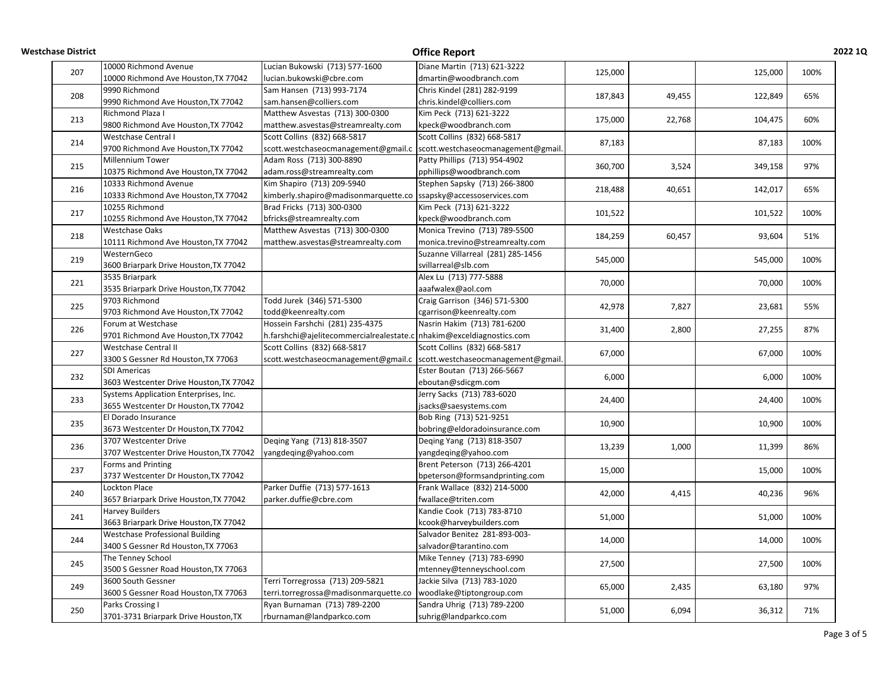| | | | | | | | |
|---|---|---|---|---|---|---|---|
| 207 | 10000 Richmond Avenue<br>10000 Richmond Ave Houston,TX 77042 | Lucian Bukowski (713) 577-1600<br>lucian.bukowski@cbre.com | Diane Martin (713) 621-3222<br>dmartin@woodbranch.com | 125,000 | | 125,000 | 100% |
| 208 | 9990 Richmond<br>9990 Richmond Ave Houston,TX 77042 | Sam Hansen (713) 993-7174<br>sam.hansen@colliers.com | Chris Kindel (281) 282-9199<br>chris.kindel@colliers.com | 187,843 | 49,455 | 122,849 | 65% |
| 213 | Richmond Plaza I<br>9800 Richmond Ave Houston,TX 77042 | Matthew Asvestas (713) 300-0300<br>matthew.asvestas@streamrealty.com | Kim Peck (713) 621-3222<br>kpeck@woodbranch.com | 175,000 | 22,768 | 104,475 | 60% |
| 214 | Westchase Central I<br>9700 Richmond Ave Houston,TX 77042 | Scott Collins (832) 668-5817<br>scott.westchaseocmanagement@gmail.c | Scott Collins (832) 668-5817<br>scott.westchaseocmanagement@gmail. | 87,183 | | 87,183 | 100% |
| 215 | Millennium Tower<br>10375 Richmond Ave Houston,TX 77042 | Adam Ross (713) 300-8890<br>adam.ross@streamrealty.com | Patty Phillips (713) 954-4902<br>pphillips@woodbranch.com | 360,700 | 3,524 | 349,158 | 97% |
| 216 | 10333 Richmond Avenue<br>10333 Richmond Ave Houston,TX 77042 | Kim Shapiro (713) 209-5940<br>kimberly.shapiro@madisonmarquette.co | Stephen Sapsky (713) 266-3800<br>ssapsky@accessoservices.com | 218,488 | 40,651 | 142,017 | 65% |
| 217 | 10255 Richmond<br>10255 Richmond Ave Houston,TX 77042 | Brad Fricks (713) 300-0300<br>bfricks@streamrealty.com | Kim Peck (713) 621-3222<br>kpeck@woodbranch.com | 101,522 | | 101,522 | 100% |
| 218 | Westchase Oaks<br>10111 Richmond Ave Houston,TX 77042 | Matthew Asvestas (713) 300-0300<br>matthew.asvestas@streamrealty.com | Monica Trevino (713) 789-5500<br>monica.trevino@streamrealty.com | 184,259 | 60,457 | 93,604 | 51% |
| 219 | WesternGeco<br>3600 Briarpark Drive Houston,TX 77042 | | Suzanne Villarreal (281) 285-1456<br>svillarreal@slb.com | 545,000 | | 545,000 | 100% |
| 221 | 3535 Briarpark<br>3535 Briarpark Drive Houston,TX 77042 | | Alex Lu (713) 777-5888<br>aaafwalex@aol.com | 70,000 | | 70,000 | 100% |
| 225 | 9703 Richmond<br>9703 Richmond Ave Houston,TX 77042 | Todd Jurek (346) 571-5300<br>todd@keenrealty.com | Craig Garrison (346) 571-5300<br>cgarrison@keenrealty.com | 42,978 | 7,827 | 23,681 | 55% |
| 226 | Forum at Westchase<br>9701 Richmond Ave Houston,TX 77042 | Hossein Farshchi (281) 235-4375<br>h.farshchi@ajelitecommercialrealestate.c | Nasrin Hakim (713) 781-6200<br>nhakim@exceldiagnostics.com | 31,400 | 2,800 | 27,255 | 87% |
| 227 | Westchase Central II<br>3300 S Gessner Rd Houston,TX 77063 | Scott Collins (832) 668-5817<br>scott.westchaseocmanagement@gmail.c | Scott Collins (832) 668-5817<br>scott.westchaseocmanagement@gmail. | 67,000 | | 67,000 | 100% |
| 232 | SDI Americas<br>3603 Westcenter Drive Houston,TX 77042 | | Ester Boutan (713) 266-5667<br>eboutan@sdicgm.com | 6,000 | | 6,000 | 100% |
| 233 | Systems Application Enterprises, Inc.<br>3655 Westcenter Dr Houston,TX 77042 | | Jerry Sacks (713) 783-6020<br>jsacks@saesystems.com | 24,400 | | 24,400 | 100% |
| 235 | El Dorado Insurance<br>3673 Westcenter Dr Houston,TX 77042 | | Bob Ring (713) 521-9251<br>bobring@eldoradoinsurance.com | 10,900 | | 10,900 | 100% |
| 236 | 3707 Westcenter Drive<br>3707 Westcenter Drive Houston,TX 77042 | Deqing Yang (713) 818-3507<br>yangdeqing@yahoo.com | Deqing Yang (713) 818-3507<br>yangdeqing@yahoo.com | 13,239 | 1,000 | 11,399 | 86% |
| 237 | Forms and Printing<br>3737 Westcenter Dr Houston,TX 77042 | | Brent Peterson (713) 266-4201<br>bpeterson@formsandprinting.com | 15,000 | | 15,000 | 100% |
| 240 | Lockton Place<br>3657 Briarpark Drive Houston,TX 77042 | Parker Duffie (713) 577-1613<br>parker.duffie@cbre.com | Frank Wallace (832) 214-5000<br>fwallace@triten.com | 42,000 | 4,415 | 40,236 | 96% |
| 241 | Harvey Builders<br>3663 Briarpark Drive Houston,TX 77042 | | Kandie Cook (713) 783-8710<br>kcook@harveybuilders.com | 51,000 | | 51,000 | 100% |
| 244 | Westchase Professional Building<br>3400 S Gessner Rd Houston,TX 77063 | | Salvador Benitez 281-893-003-<br>salvador@tarantino.com | 14,000 | | 14,000 | 100% |
| 245 | The Tenney School<br>3500 S Gessner Road Houston,TX 77063 | | Mike Tenney (713) 783-6990<br>mtenney@tenneyschool.com | 27,500 | | 27,500 | 100% |
| 249 | 3600 South Gessner<br>3600 S Gessner Road Houston,TX 77063 | Terri Torregrossa (713) 209-5821<br>terri.torregrossa@madisonmarquette.co | Jackie Silva (713) 783-1020<br>woodlake@tiptongroup.com | 65,000 | 2,435 | 63,180 | 97% |
| 250 | Parks Crossing I<br>3701-3731 Briarpark Drive Houston,TX | Ryan Burnaman (713) 789-2200<br>rburnaman@landparkco.com | Sandra Uhrig (713) 789-2200<br>suhrig@landparkco.com | 51,000 | 6,094 | 36,312 | 71% |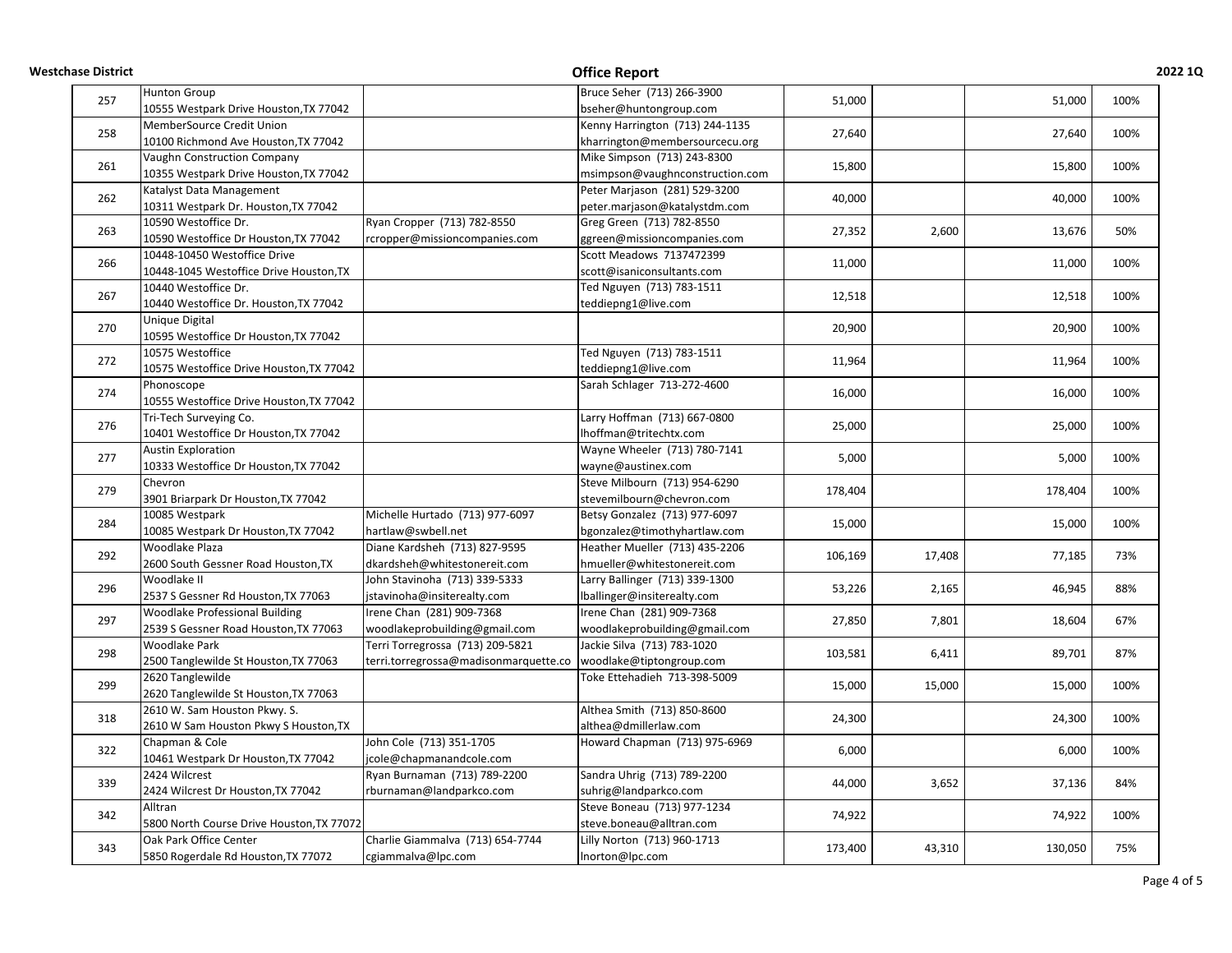| | | | | | | | |
|---|---|---|---|---|---|---|---|
| 257 | Hunton Group<br>10555 Westpark Drive Houston,TX 77042 | | Bruce Seher (713) 266-3900<br>bseher@huntongroup.com | 51,000 | | 51,000 | 100% |
| 258 | MemberSource Credit Union<br>10100 Richmond Ave Houston,TX 77042 | | Kenny Harrington (713) 244-1135<br>kharrington@membersourcecu.org | 27,640 | | 27,640 | 100% |
| 261 | Vaughn Construction Company<br>10355 Westpark Drive Houston,TX 77042 | | Mike Simpson (713) 243-8300<br>msimpson@vaughnconstruction.com | 15,800 | | 15,800 | 100% |
| 262 | Katalyst Data Management<br>10311 Westpark Dr. Houston,TX 77042 | | Peter Marjason (281) 529-3200<br>peter.marjason@katalystdm.com | 40,000 | | 40,000 | 100% |
| 263 | 10590 Westoffice Dr.<br>10590 Westoffice Dr Houston,TX 77042 | Ryan Cropper (713) 782-8550<br>rcropper@missioncompanies.com | Greg Green (713) 782-8550<br>ggreen@missioncompanies.com | 27,352 | 2,600 | 13,676 | 50% |
| 266 | 10448-10450 Westoffice Drive<br>10448-1045 Westoffice Drive Houston,TX | | Scott Meadows 7137472399<br>scott@isaniconsultants.com | 11,000 | | 11,000 | 100% |
| 267 | 10440 Westoffice Dr.<br>10440 Westoffice Dr. Houston,TX 77042 | | Ted Nguyen (713) 783-1511<br>teddiepng1@live.com | 12,518 | | 12,518 | 100% |
| 270 | Unique Digital<br>10595 Westoffice Dr Houston,TX 77042 | | | 20,900 | | 20,900 | 100% |
| 272 | 10575 Westoffice<br>10575 Westoffice Drive Houston,TX 77042 | | Ted Nguyen (713) 783-1511<br>teddiepng1@live.com | 11,964 | | 11,964 | 100% |
| 274 | Phonoscope<br>10555 Westoffice Drive Houston,TX 77042 | | Sarah Schlager 713-272-4600 | 16,000 | | 16,000 | 100% |
| 276 | Tri-Tech Surveying Co.<br>10401 Westoffice Dr Houston,TX 77042 | | Larry Hoffman (713) 667-0800<br>lhoffman@tritechtx.com | 25,000 | | 25,000 | 100% |
| 277 | Austin Exploration<br>10333 Westoffice Dr Houston,TX 77042 | | Wayne Wheeler (713) 780-7141<br>wayne@austinex.com | 5,000 | | 5,000 | 100% |
| 279 | Chevron<br>3901 Briarpark Dr Houston,TX 77042 | | Steve Milbourn (713) 954-6290<br>stevemilbourn@chevron.com | 178,404 | | 178,404 | 100% |
| 284 | 10085 Westpark<br>10085 Westpark Dr Houston,TX 77042 | Michelle Hurtado (713) 977-6097<br>hartlaw@swbell.net | Betsy Gonzalez (713) 977-6097<br>bgonzalez@timothyhartlaw.com | 15,000 | | 15,000 | 100% |
| 292 | Woodlake Plaza<br>2600 South Gessner Road Houston,TX | Diane Kardsheh (713) 827-9595<br>dkardsheh@whitestonereit.com | Heather Mueller (713) 435-2206<br>hmueller@whitestonereit.com | 106,169 | 17,408 | 77,185 | 73% |
| 296 | Woodlake II<br>2537 S Gessner Rd Houston,TX 77063 | John Stavinoha (713) 339-5333<br>jstavinoha@insiterealty.com | Larry Ballinger (713) 339-1300<br>lballinger@insiterealty.com | 53,226 | 2,165 | 46,945 | 88% |
| 297 | Woodlake Professional Building<br>2539 S Gessner Road Houston,TX 77063 | Irene Chan (281) 909-7368<br>woodlakeprobuilding@gmail.com | Irene Chan (281) 909-7368<br>woodlakeprobuilding@gmail.com | 27,850 | 7,801 | 18,604 | 67% |
| 298 | Woodlake Park<br>2500 Tanglewilde St Houston,TX 77063 | Terri Torregrossa (713) 209-5821<br>terri.torregrossa@madisonmarquette.co | Jackie Silva (713) 783-1020<br>woodlake@tiptongroup.com | 103,581 | 6,411 | 89,701 | 87% |
| 299 | 2620 Tanglewilde<br>2620 Tanglewilde St Houston,TX 77063 | | Toke Ettehadieh 713-398-5009 | 15,000 | 15,000 | 15,000 | 100% |
| 318 | 2610 W. Sam Houston Pkwy. S.<br>2610 W Sam Houston Pkwy S Houston,TX | | Althea Smith (713) 850-8600<br>althea@dmillerlaw.com | 24,300 | | 24,300 | 100% |
| 322 | Chapman & Cole<br>10461 Westpark Dr Houston,TX 77042 | John Cole (713) 351-1705<br>jcole@chapmanandcole.com | Howard Chapman (713) 975-6969 | 6,000 | | 6,000 | 100% |
| 339 | 2424 Wilcrest<br>2424 Wilcrest Dr Houston,TX 77042 | Ryan Burnaman (713) 789-2200<br>rburnaman@landparkco.com | Sandra Uhrig (713) 789-2200<br>suhrig@landparkco.com | 44,000 | 3,652 | 37,136 | 84% |
| 342 | Alltran<br>5800 North Course Drive Houston,TX 77072 | | Steve Boneau (713) 977-1234<br>steve.boneau@alltran.com | 74,922 | | 74,922 | 100% |
| 343 | Oak Park Office Center<br>5850 Rogerdale Rd Houston,TX 77072 | Charlie Giammalva (713) 654-7744<br>cgiammalva@lpc.com | Lilly Norton (713) 960-1713<br>lnorton@lpc.com | 173,400 | 43,310 | 130,050 | 75% |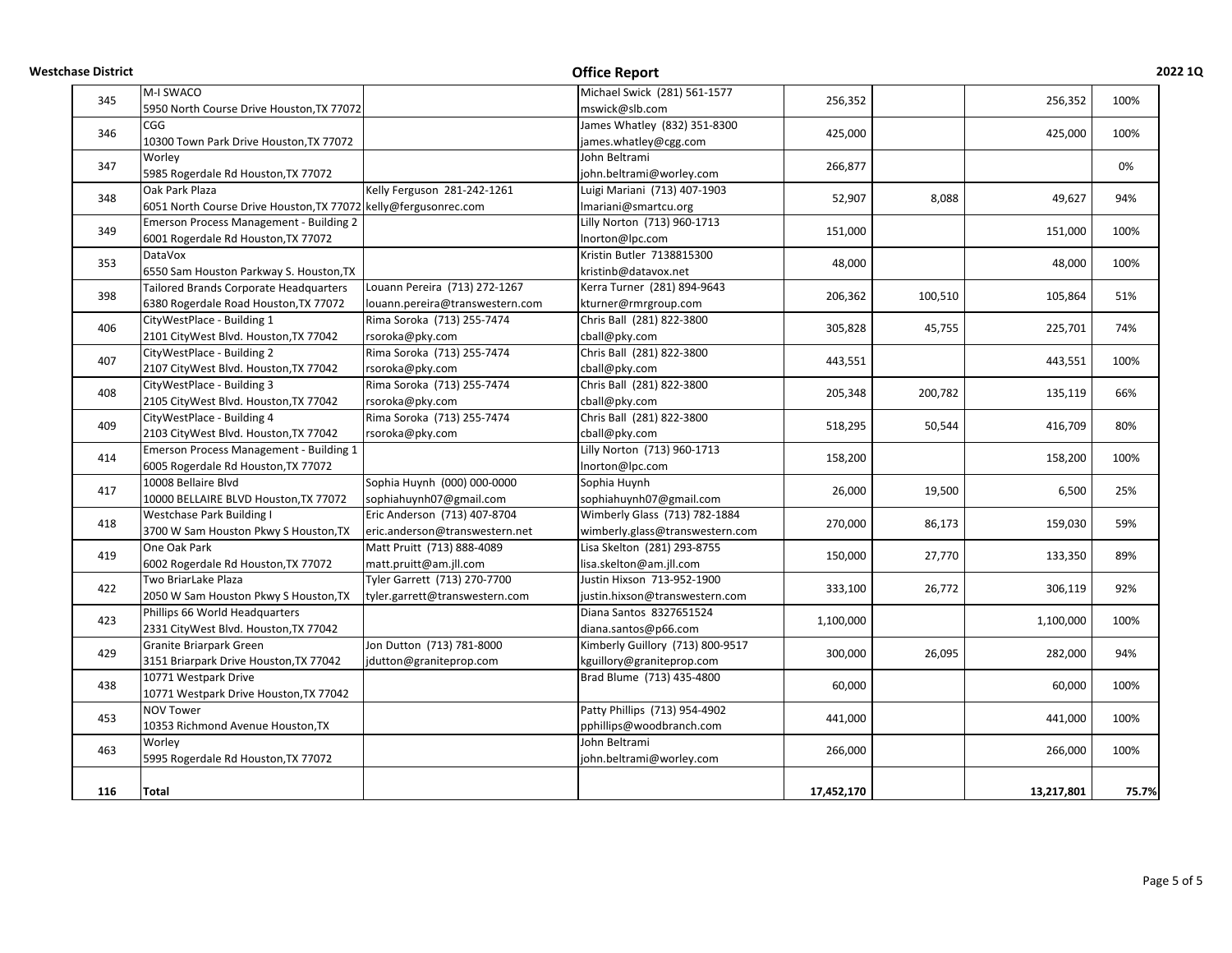| | | | | | | | |
|---|---|---|---|---|---|---|---|
| 345 | M-I SWACO<br>5950 North Course Drive Houston,TX 77072 | | Michael Swick (281) 561-1577<br>mswick@slb.com | 256,352 | | 256,352 | 100% |
| 346 | CGG<br>10300 Town Park Drive Houston,TX 77072 | | James Whatley (832) 351-8300<br>james.whatley@cgg.com | 425,000 | | 425,000 | 100% |
| 347 | Worley<br>5985 Rogerdale Rd Houston,TX 77072 | | John Beltrami<br>john.beltrami@worley.com | 266,877 | | | 0% |
| 348 | Oak Park Plaza<br>6051 North Course Drive Houston,TX 77072 | Kelly Ferguson 281-242-1261<br>kelly@fergusonrec.com | Luigi Mariani (713) 407-1903<br>lmariani@smartcu.org | 52,907 | 8,088 | 49,627 | 94% |
| 349 | Emerson Process Management - Building 2<br>6001 Rogerdale Rd Houston,TX 77072 | | Lilly Norton (713) 960-1713<br>lnorton@lpc.com | 151,000 | | 151,000 | 100% |
| 353 | DataVox<br>6550 Sam Houston Parkway S. Houston,TX | | Kristin Butler 7138815300<br>kristinb@datavox.net | 48,000 | | 48,000 | 100% |
| 398 | Tailored Brands Corporate Headquarters<br>6380 Rogerdale Road Houston,TX 77072 | Louann Pereira (713) 272-1267<br>louann.pereira@transwestern.com | Kerra Turner (281) 894-9643<br>kturner@rmrgroup.com | 206,362 | 100,510 | 105,864 | 51% |
| 406 | CityWestPlace - Building 1<br>2101 CityWest Blvd. Houston,TX 77042 | Rima Soroka (713) 255-7474<br>rsoroka@pky.com | Chris Ball (281) 822-3800<br>cball@pky.com | 305,828 | 45,755 | 225,701 | 74% |
| 407 | CityWestPlace - Building 2<br>2107 CityWest Blvd. Houston,TX 77042 | Rima Soroka (713) 255-7474<br>rsoroka@pky.com | Chris Ball (281) 822-3800<br>cball@pky.com | 443,551 | | 443,551 | 100% |
| 408 | CityWestPlace - Building 3<br>2105 CityWest Blvd. Houston,TX 77042 | Rima Soroka (713) 255-7474<br>rsoroka@pky.com | Chris Ball (281) 822-3800<br>cball@pky.com | 205,348 | 200,782 | 135,119 | 66% |
| 409 | CityWestPlace - Building 4<br>2103 CityWest Blvd. Houston,TX 77042 | Rima Soroka (713) 255-7474<br>rsoroka@pky.com | Chris Ball (281) 822-3800<br>cball@pky.com | 518,295 | 50,544 | 416,709 | 80% |
| 414 | Emerson Process Management - Building 1<br>6005 Rogerdale Rd Houston,TX 77072 | | Lilly Norton (713) 960-1713<br>lnorton@lpc.com | 158,200 | | 158,200 | 100% |
| 417 | 10008 Bellaire Blvd<br>10000 BELLAIRE BLVD Houston,TX 77072 | Sophia Huynh (000) 000-0000<br>sophiahuynh07@gmail.com | Sophia Huynh<br>sophiahuynh07@gmail.com | 26,000 | 19,500 | 6,500 | 25% |
| 418 | Westchase Park Building I<br>3700 W Sam Houston Pkwy S Houston,TX | Eric Anderson (713) 407-8704<br>eric.anderson@transwestern.net | Wimberly Glass (713) 782-1884<br>wimberly.glass@transwestern.com | 270,000 | 86,173 | 159,030 | 59% |
| 419 | One Oak Park<br>6002 Rogerdale Rd Houston,TX 77072 | Matt Pruitt (713) 888-4089<br>matt.pruitt@am.jll.com | Lisa Skelton (281) 293-8755<br>lisa.skelton@am.jll.com | 150,000 | 27,770 | 133,350 | 89% |
| 422 | Two BriarLake Plaza<br>2050 W Sam Houston Pkwy S Houston,TX | Tyler Garrett (713) 270-7700<br>tyler.garrett@transwestern.com | Justin Hixson 713-952-1900<br>justin.hixson@transwestern.com | 333,100 | 26,772 | 306,119 | 92% |
| 423 | Phillips 66 World Headquarters<br>2331 CityWest Blvd. Houston,TX 77042 | | Diana Santos 8327651524<br>diana.santos@p66.com | 1,100,000 | | 1,100,000 | 100% |
| 429 | Granite Briarpark Green<br>3151 Briarpark Drive Houston,TX 77042 | Jon Dutton (713) 781-8000<br>jdutton@graniteprop.com | Kimberly Guillory (713) 800-9517<br>kguillory@graniteprop.com | 300,000 | 26,095 | 282,000 | 94% |
| 438 | 10771 Westpark Drive<br>10771 Westpark Drive Houston,TX 77042 | | Brad Blume (713) 435-4800 | 60,000 | | 60,000 | 100% |
| 453 | NOV Tower<br>10353 Richmond Avenue Houston,TX | | Patty Phillips (713) 954-4902<br>pphillips@woodbranch.com | 441,000 | | 441,000 | 100% |
| 463 | Worley<br>5995 Rogerdale Rd Houston,TX 77072 | | John Beltrami<br>john.beltrami@worley.com | 266,000 | | 266,000 | 100% |
| **116** | **Total** | | | **17,452,170** | | **13,217,801** | **75.7%** |